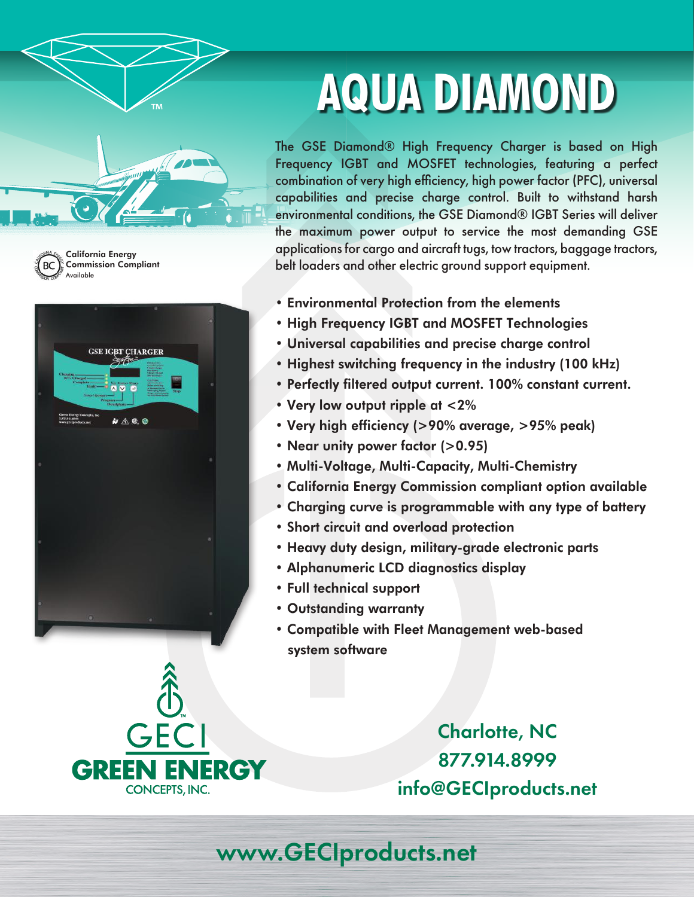# AQUA DIAMOND

California Energy Commission Compliant Available

The GSE Diamond® High Frequency Charger is based on High Frequency IGBT and MOSFET technologies, featuring a perfect combination of very high efficiency, high power factor (PFC), universal capabilities and precise charge control. Built to withstand harsh environmental conditions, the GSE Diamond® IGBT Series will deliver the maximum power output to service the most demanding GSE applications for cargo and aircraft tugs, tow tractors, baggage tractors, belt loaders and other electric ground support equipment.

- **Environmental Protection from the elements**
- **High Frequency IGBT and MOSFET Technologies**
- **Universal capabilities and precise charge control**
- **Highest switching frequency in the industry (100 kHz)**
- **Perfectly filtered output current. 100% constant current.**
- **Very low output ripple at <2%**
- **Very high efficiency (>90% average, >95% peak)**
- **Near unity power factor (>0.95)**
- **Multi-Voltage, Multi-Capacity, Multi-Chemistry**
- **California Energy Commission compliant option available**
- **Charging curve is programmable with any type of battery**
- **Short circuit and overload protection**
- **Heavy duty design, military-grade electronic parts**
- **Alphanumeric LCD diagnostics display**
- **Full technical support**
- **Outstanding warranty**
- **Compatible with Fleet Management web-based system software**

GECI
**GREEN ENERGY**
CONCEPTS, INC.

Charlotte, NC
877.914.8999
info@GECIproducts.net

www.GECIproducts.net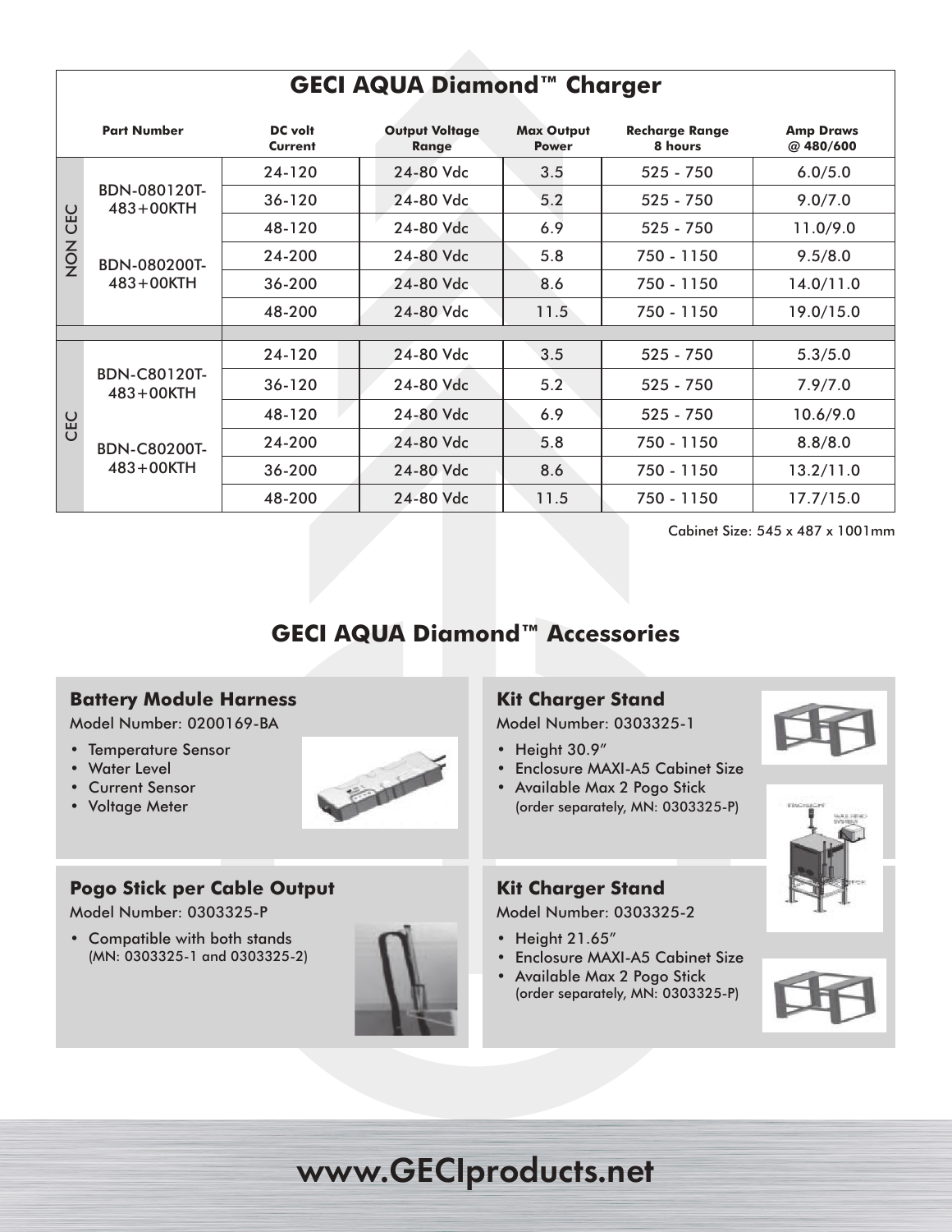## GECI AQUA Diamond™ Charger

| | Part Number | DC volt Current | Output Voltage Range | Max Output Power | Recharge Range 8 hours | Amp Draws @ 480/600 |
|---|---|---|---|---|---|---|
| NON CEC | BDN-080120T-483+00KTH | 24-120 | 24-80 Vdc | 3.5 | 525 - 750 | 6.0/5.0 |
| | | 36-120 | 24-80 Vdc | 5.2 | 525 - 750 | 9.0/7.0 |
| | | 48-120 | 24-80 Vdc | 6.9 | 525 - 750 | 11.0/9.0 |
| | BDN-080200T-483+00KTH | 24-200 | 24-80 Vdc | 5.8 | 750 - 1150 | 9.5/8.0 |
| | | 36-200 | 24-80 Vdc | 8.6 | 750 - 1150 | 14.0/11.0 |
| | | 48-200 | 24-80 Vdc | 11.5 | 750 - 1150 | 19.0/15.0 |
| CEC | BDN-C80120T-483+00KTH | 24-120 | 24-80 Vdc | 3.5 | 525 - 750 | 5.3/5.0 |
| | | 36-120 | 24-80 Vdc | 5.2 | 525 - 750 | 7.9/7.0 |
| | | 48-120 | 24-80 Vdc | 6.9 | 525 - 750 | 10.6/9.0 |
| | BDN-C80200T-483+00KTH | 24-200 | 24-80 Vdc | 5.8 | 750 - 1150 | 8.8/8.0 |
| | | 36-200 | 24-80 Vdc | 8.6 | 750 - 1150 | 13.2/11.0 |
| | | 48-200 | 24-80 Vdc | 11.5 | 750 - 1150 | 17.7/15.0 |

Cabinet Size: 545 x 487 x 1001mm

## GECI AQUA Diamond™ Accessories

### Battery Module Harness

Model Number: 0200169-BA

- Temperature Sensor
- Water Level
- Current Sensor
- Voltage Meter

### Pogo Stick per Cable Output

Model Number: 0303325-P

- Compatible with both stands (MN: 0303325-1 and 0303325-2)

### Kit Charger Stand

Model Number: 0303325-1

- Height 30.9"
- Enclosure MAXI-A5 Cabinet Size
- Available Max 2 Pogo Stick (order separately, MN: 0303325-P)

### Kit Charger Stand

Model Number: 0303325-2

- Height 21.65"
- Enclosure MAXI-A5 Cabinet Size
- Available Max 2 Pogo Stick (order separately, MN: 0303325-P)

www.GECIproducts.net